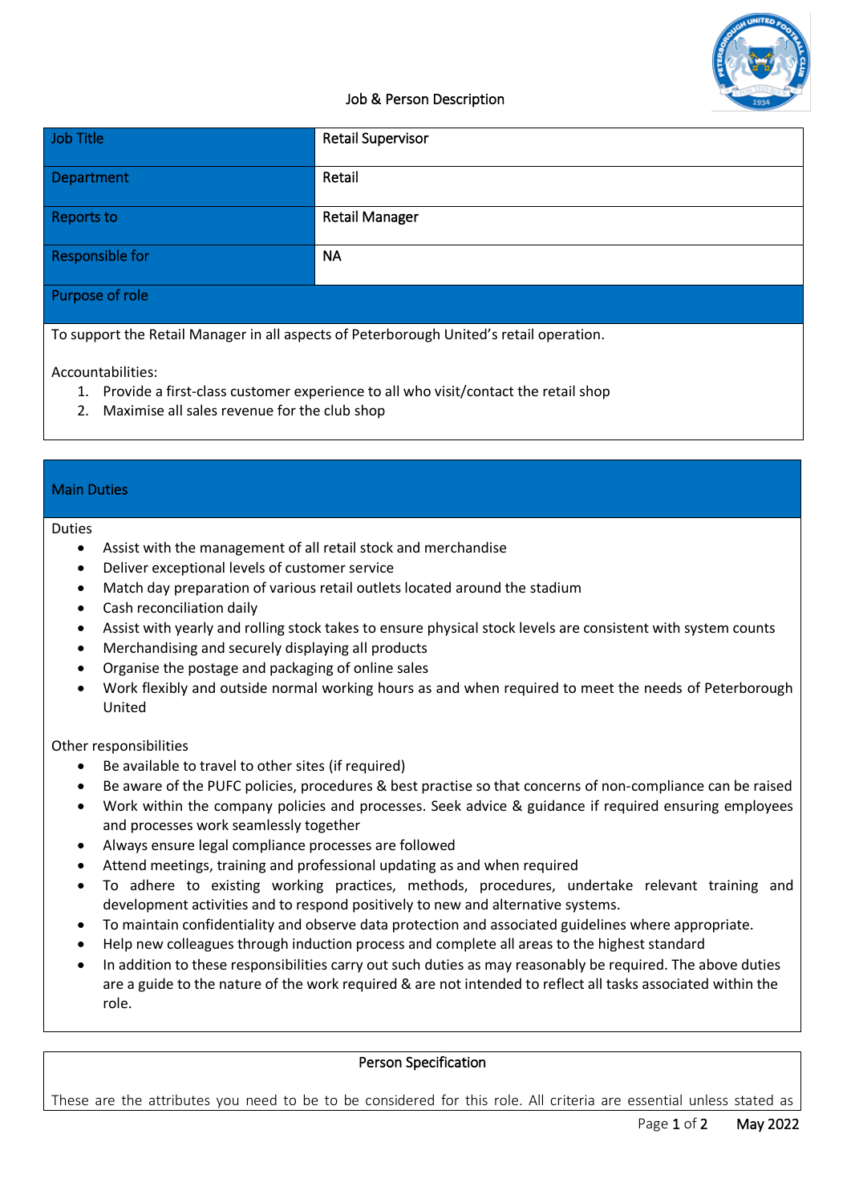# Job & Person Description

| Job Title | Retail Supervisor |
|---|---|
| Department | Retail |
| Reports to | Retail Manager |
| Responsible for | NA |

## Purpose of role

To support the Retail Manager in all aspects of Peterborough United's retail operation.

Accountabilities:

1. Provide a first-class customer experience to all who visit/contact the retail shop
2. Maximise all sales revenue for the club shop

## Main Duties

Duties

- Assist with the management of all retail stock and merchandise
- Deliver exceptional levels of customer service
- Match day preparation of various retail outlets located around the stadium
- Cash reconciliation daily
- Assist with yearly and rolling stock takes to ensure physical stock levels are consistent with system counts
- Merchandising and securely displaying all products
- Organise the postage and packaging of online sales
- Work flexibly and outside normal working hours as and when required to meet the needs of Peterborough United

Other responsibilities

- Be available to travel to other sites (if required)
- Be aware of the PUFC policies, procedures & best practise so that concerns of non-compliance can be raised
- Work within the company policies and processes. Seek advice & guidance if required ensuring employees and processes work seamlessly together
- Always ensure legal compliance processes are followed
- Attend meetings, training and professional updating as and when required
- To adhere to existing working practices, methods, procedures, undertake relevant training and development activities and to respond positively to new and alternative systems.
- To maintain confidentiality and observe data protection and associated guidelines where appropriate.
- Help new colleagues through induction process and complete all areas to the highest standard
- In addition to these responsibilities carry out such duties as may reasonably be required. The above duties are a guide to the nature of the work required & are not intended to reflect all tasks associated within the role.

## Person Specification

These are the attributes you need to be to be considered for this role. All criteria are essential unless stated as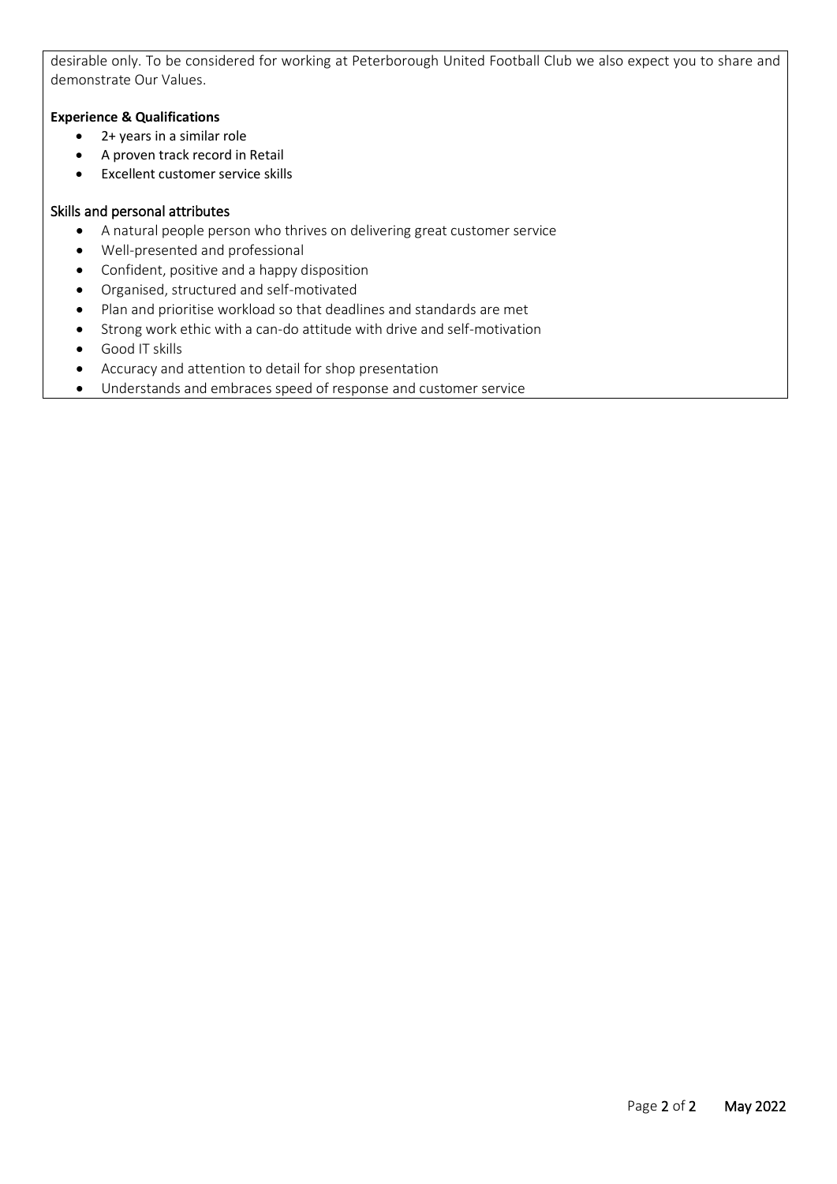desirable only. To be considered for working at Peterborough United Football Club we also expect you to share and demonstrate Our Values.

**Experience & Qualifications**

- 2+ years in a similar role
- A proven track record in Retail
- Excellent customer service skills

## Skills and personal attributes

- A natural people person who thrives on delivering great customer service
- Well-presented and professional
- Confident, positive and a happy disposition
- Organised, structured and self-motivated
- Plan and prioritise workload so that deadlines and standards are met
- Strong work ethic with a can-do attitude with drive and self-motivation
- Good IT skills
- Accuracy and attention to detail for shop presentation
- Understands and embraces speed of response and customer service